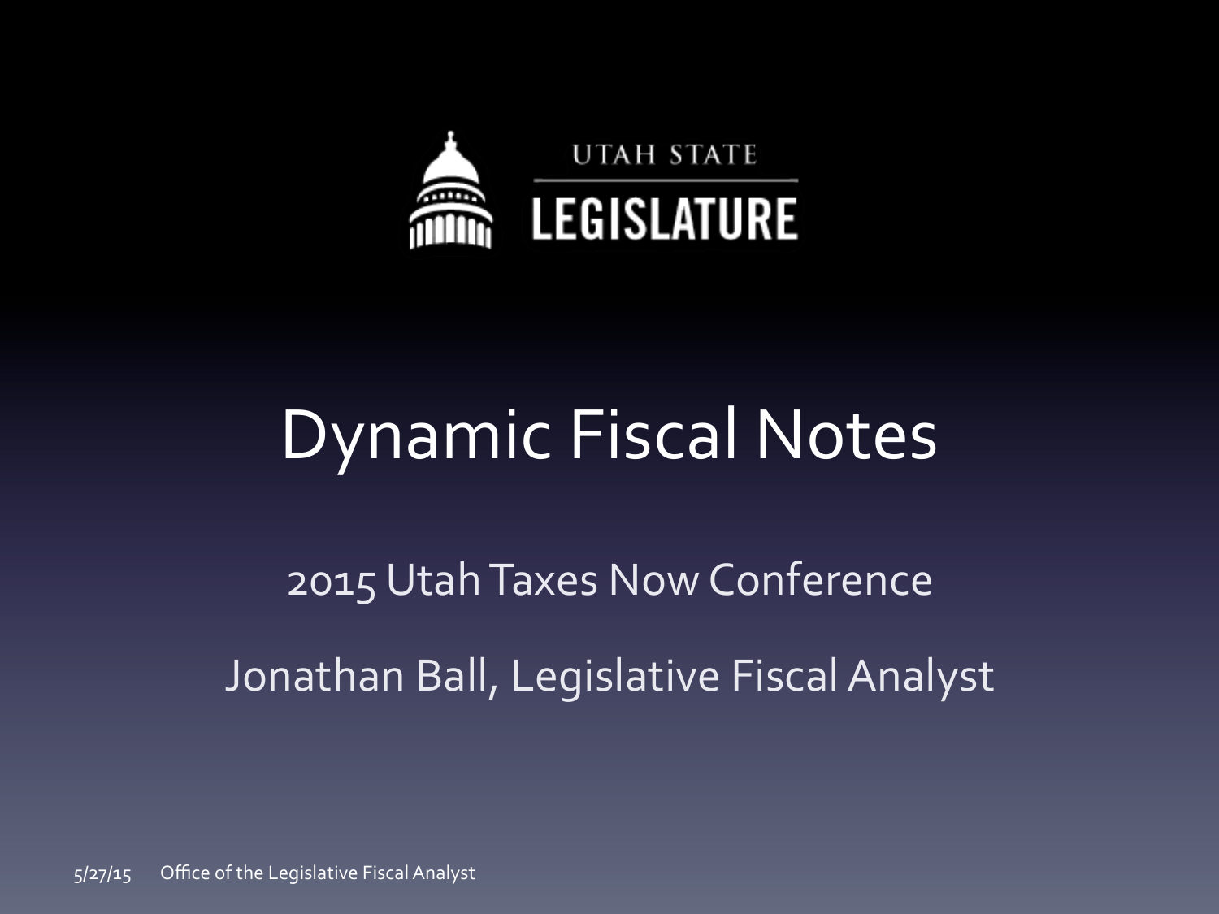UTAH STATE

LEGISLATURE

# Dynamic Fiscal Notes

2015 Utah Taxes Now Conference

Jonathan Ball, Legislative Fiscal Analyst

5/27/15 Office of the Legislative Fiscal Analyst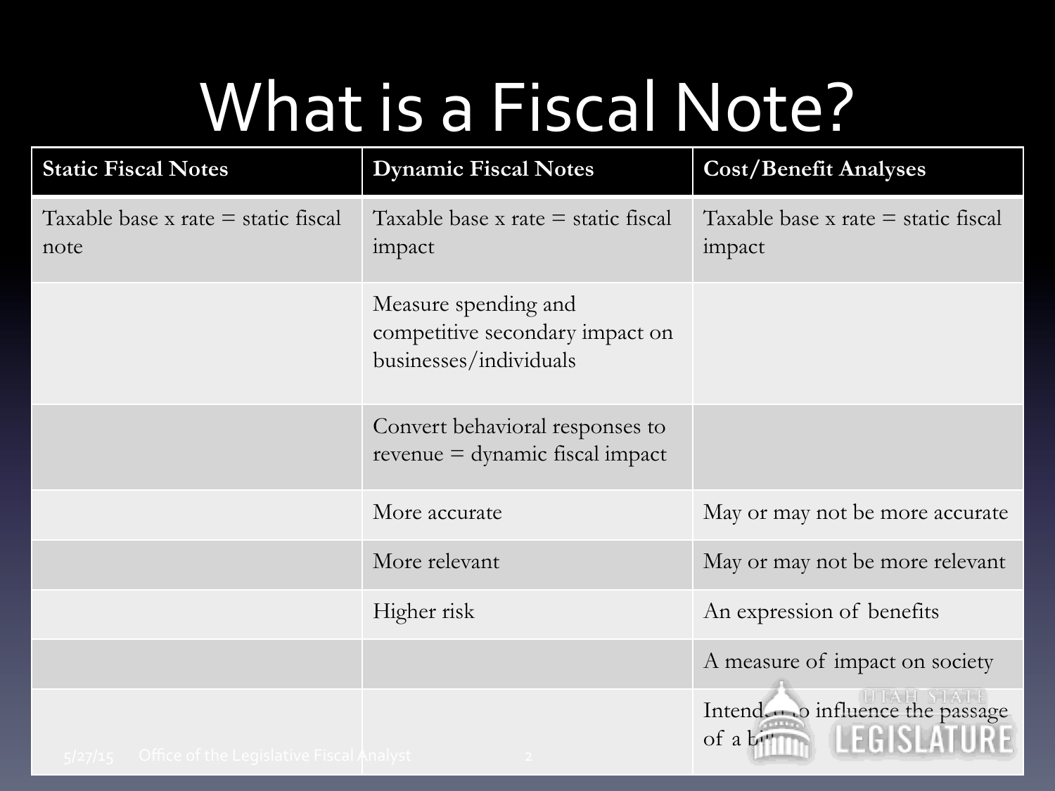# What is a Fiscal Note?

| Static Fiscal Notes | Dynamic Fiscal Notes | Cost/Benefit Analyses |
|---|---|---|
| Taxable base x rate = static fiscal note | Taxable base x rate = static fiscal impact | Taxable base x rate = static fiscal impact |
| | Measure spending and competitive secondary impact on businesses/individuals | |
| | Convert behavioral responses to revenue = dynamic fiscal impact | |
| | More accurate | May or may not be more accurate |
| | More relevant | May or may not be more relevant |
| | Higher risk | An expression of benefits |
| | | A measure of impact on society |
| | | Intended to influence the passage of a bill |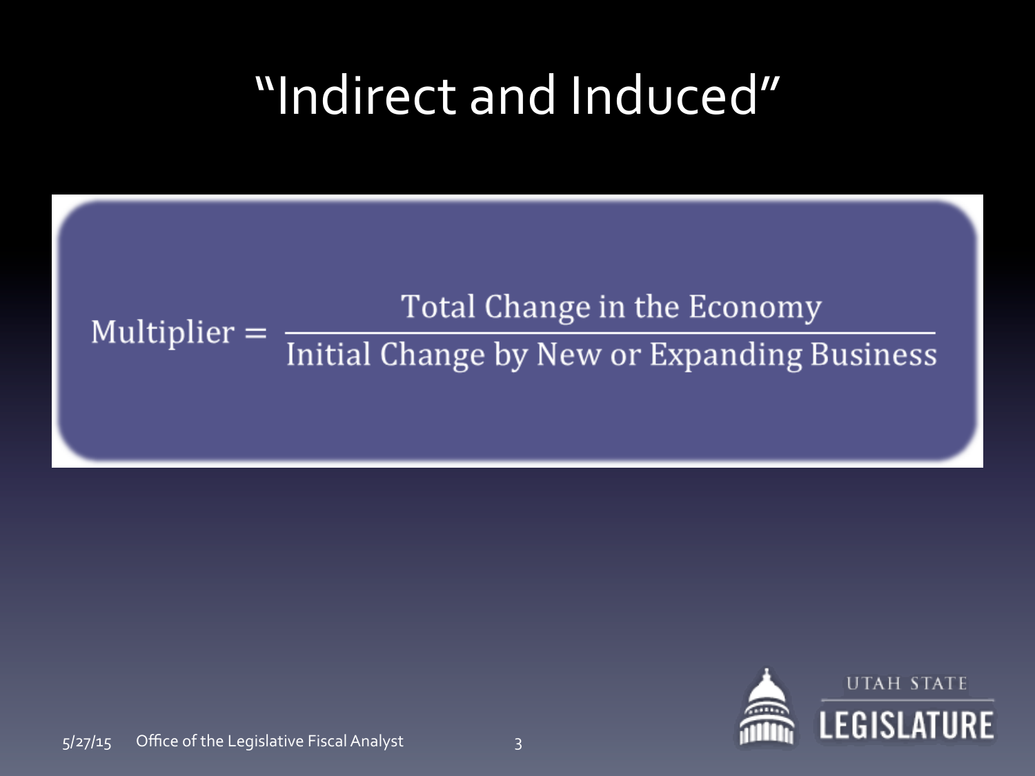# "Indirect and Induced"

$$\text{Multiplier} = \frac{\text{Total Change in the Economy}}{\text{Initial Change by New or Expanding Business}}$$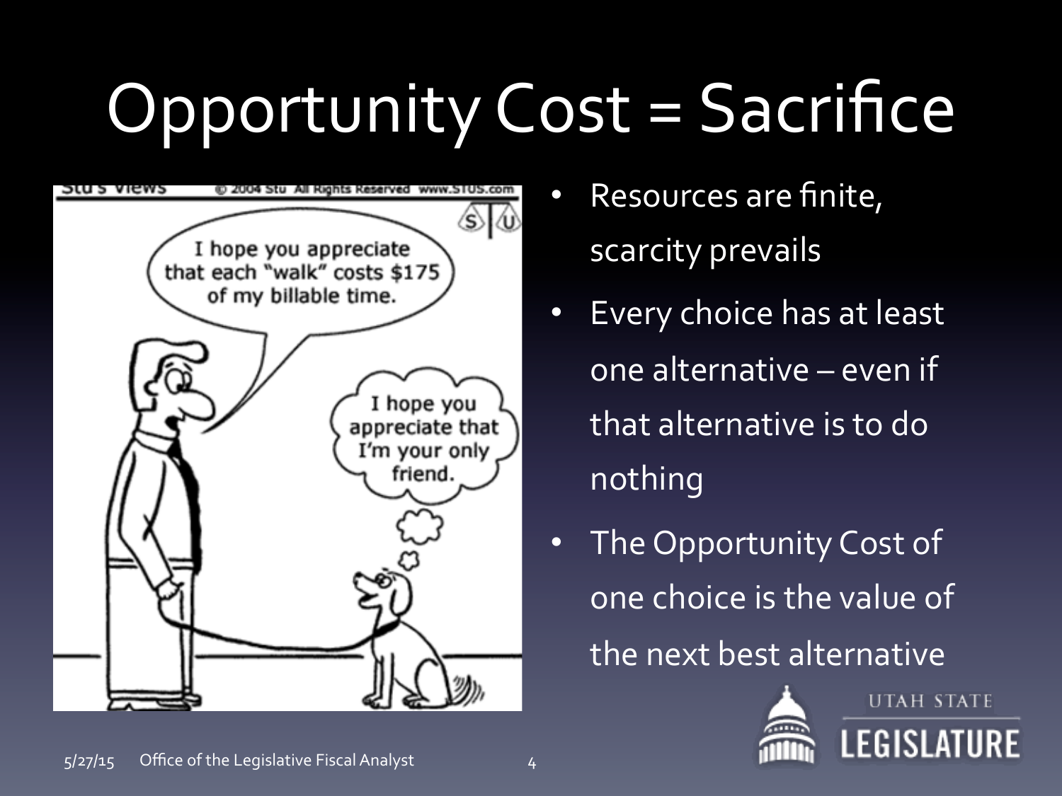# Opportunity Cost = Sacrifice

- Resources are finite, scarcity prevails
- Every choice has at least one alternative – even if that alternative is to do nothing
- The Opportunity Cost of one choice is the value of the next best alternative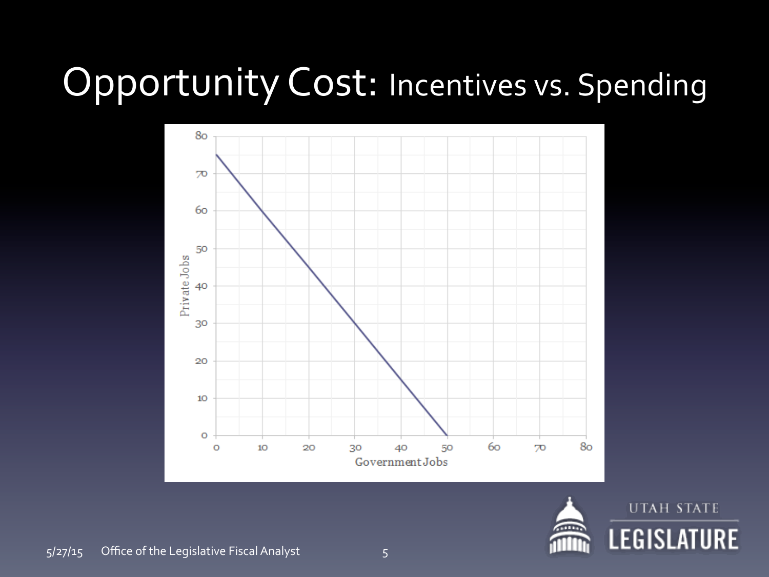# Opportunity Cost: Incentives vs. Spending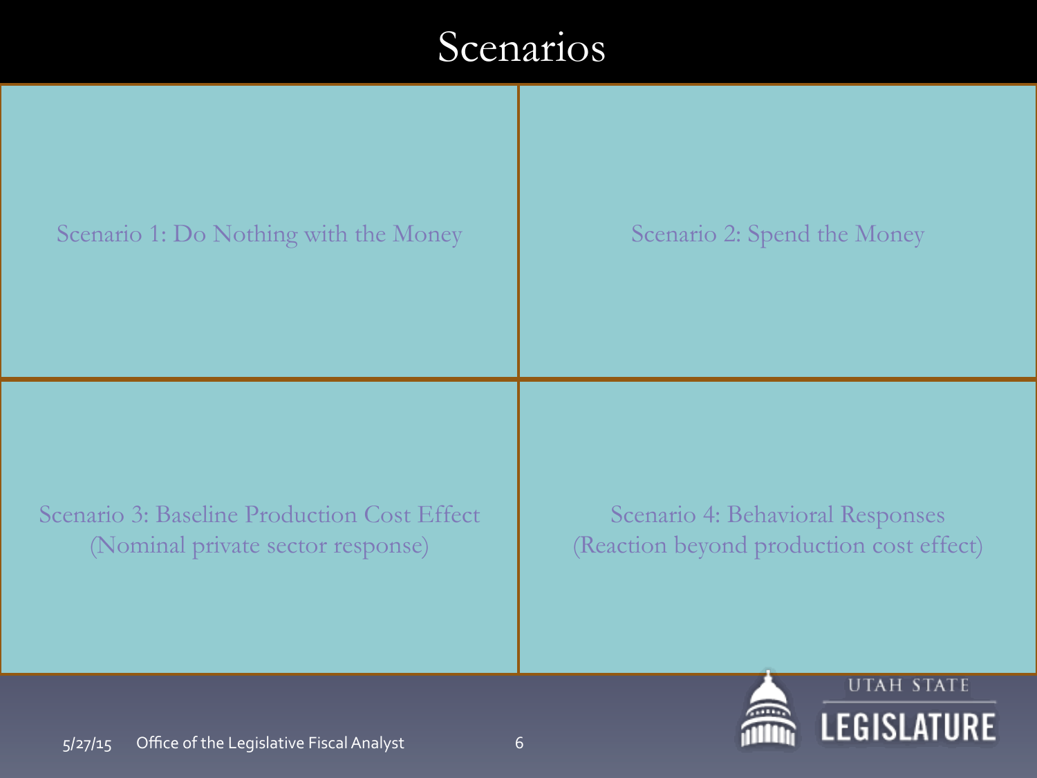# Scenarios

Scenario 1: Do Nothing with the Money

Scenario 2: Spend the Money

Scenario 3: Baseline Production Cost Effect
(Nominal private sector response)

Scenario 4: Behavioral Responses
(Reaction beyond production cost effect)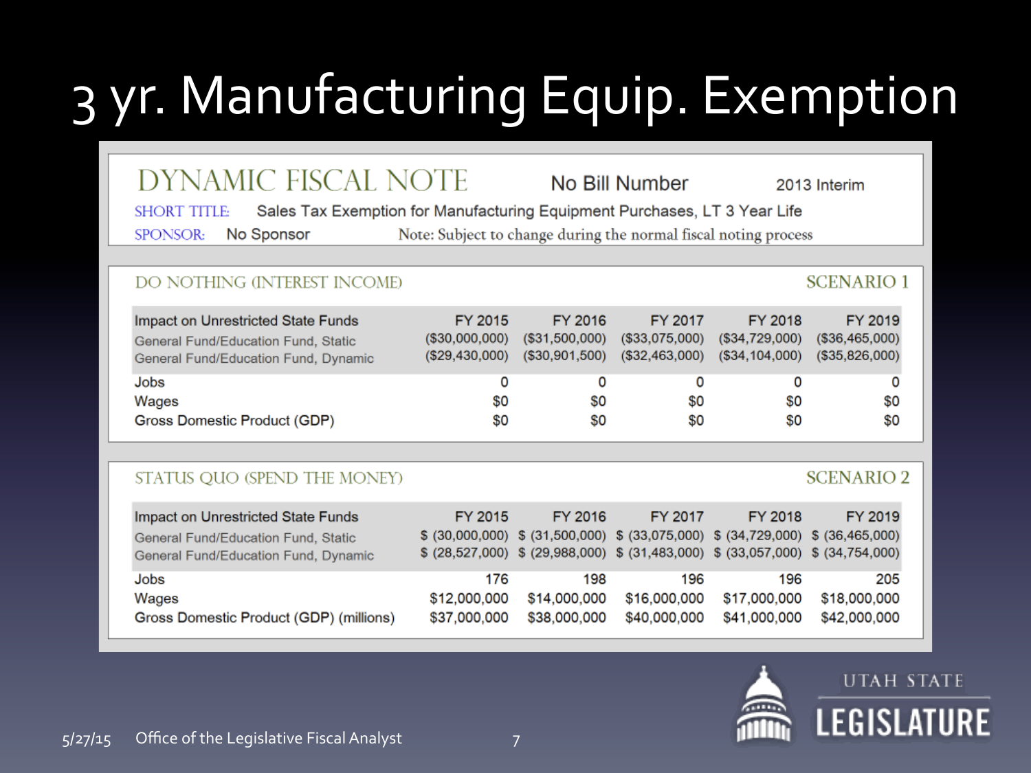# 3 yr. Manufacturing Equip. Exemption

## DYNAMIC FISCAL NOTE

No Bill Number — 2013 Interim

SHORT TITLE: Sales Tax Exemption for Manufacturing Equipment Purchases, LT 3 Year Life

SPONSOR: No Sponsor — Note: Subject to change during the normal fiscal noting process

### DO NOTHING (INTEREST INCOME) — SCENARIO 1

| Impact on Unrestricted State Funds | FY 2015 | FY 2016 | FY 2017 | FY 2018 | FY 2019 |
|---|---|---|---|---|---|
| General Fund/Education Fund, Static | ($30,000,000) | ($31,500,000) | ($33,075,000) | ($34,729,000) | ($36,465,000) |
| General Fund/Education Fund, Dynamic | ($29,430,000) | ($30,901,500) | ($32,463,000) | ($34,104,000) | ($35,826,000) |
| Jobs | 0 | 0 | 0 | 0 | 0 |
| Wages | $0 | $0 | $0 | $0 | $0 |
| Gross Domestic Product (GDP) | $0 | $0 | $0 | $0 | $0 |

### STATUS QUO (SPEND THE MONEY) — SCENARIO 2

| Impact on Unrestricted State Funds | FY 2015 | FY 2016 | FY 2017 | FY 2018 | FY 2019 |
|---|---|---|---|---|---|
| General Fund/Education Fund, Static | $ (30,000,000) | $ (31,500,000) | $ (33,075,000) | $ (34,729,000) | $ (36,465,000) |
| General Fund/Education Fund, Dynamic | $ (28,527,000) | $ (29,988,000) | $ (31,483,000) | $ (33,057,000) | $ (34,754,000) |
| Jobs | 176 | 198 | 196 | 196 | 205 |
| Wages | $12,000,000 | $14,000,000 | $16,000,000 | $17,000,000 | $18,000,000 |
| Gross Domestic Product (GDP) (millions) | $37,000,000 | $38,000,000 | $40,000,000 | $41,000,000 | $42,000,000 |

5/27/15 Office of the Legislative Fiscal Analyst

UTAH STATE LEGISLATURE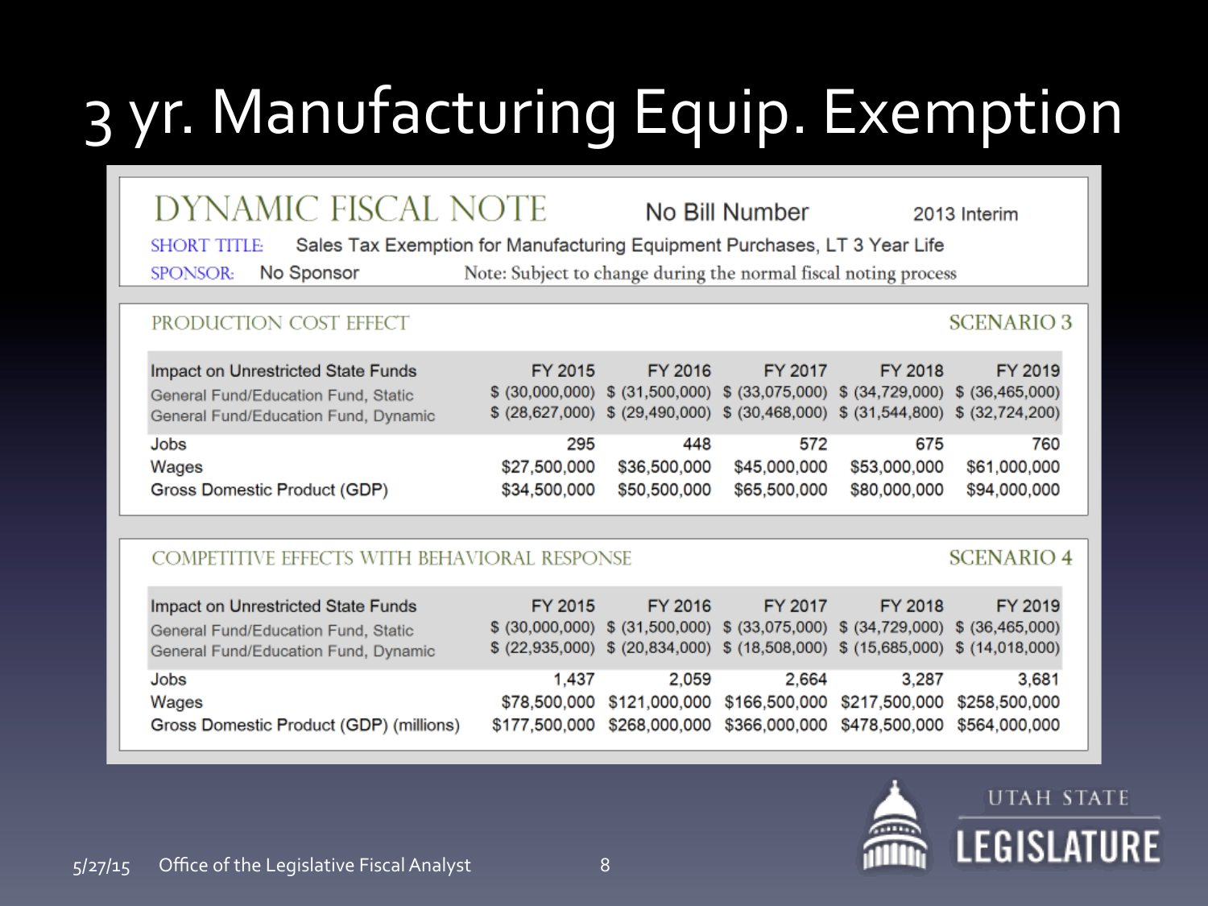# 3 yr. Manufacturing Equip. Exemption

## DYNAMIC FISCAL NOTE

No Bill Number — 2013 Interim

SHORT TITLE: Sales Tax Exemption for Manufacturing Equipment Purchases, LT 3 Year Life

SPONSOR: No Sponsor — Note: Subject to change during the normal fiscal noting process

### PRODUCTION COST EFFECT — SCENARIO 3

| Impact on Unrestricted State Funds | FY 2015 | FY 2016 | FY 2017 | FY 2018 | FY 2019 |
|---|---|---|---|---|---|
| General Fund/Education Fund, Static | $ (30,000,000) | $ (31,500,000) | $ (33,075,000) | $ (34,729,000) | $ (36,465,000) |
| General Fund/Education Fund, Dynamic | $ (28,627,000) | $ (29,490,000) | $ (30,468,000) | $ (31,544,800) | $ (32,724,200) |
| Jobs | 295 | 448 | 572 | 675 | 760 |
| Wages | $27,500,000 | $36,500,000 | $45,000,000 | $53,000,000 | $61,000,000 |
| Gross Domestic Product (GDP) | $34,500,000 | $50,500,000 | $65,500,000 | $80,000,000 | $94,000,000 |

### COMPETITIVE EFFECTS WITH BEHAVIORAL RESPONSE — SCENARIO 4

| Impact on Unrestricted State Funds | FY 2015 | FY 2016 | FY 2017 | FY 2018 | FY 2019 |
|---|---|---|---|---|---|
| General Fund/Education Fund, Static | $ (30,000,000) | $ (31,500,000) | $ (33,075,000) | $ (34,729,000) | $ (36,465,000) |
| General Fund/Education Fund, Dynamic | $ (22,935,000) | $ (20,834,000) | $ (18,508,000) | $ (15,685,000) | $ (14,018,000) |
| Jobs | 1,437 | 2,059 | 2,664 | 3,287 | 3,681 |
| Wages | $78,500,000 | $121,000,000 | $166,500,000 | $217,500,000 | $258,500,000 |
| Gross Domestic Product (GDP) (millions) | $177,500,000 | $268,000,000 | $366,000,000 | $478,500,000 | $564,000,000 |

5/27/15 Office of the Legislative Fiscal Analyst

UTAH STATE LEGISLATURE